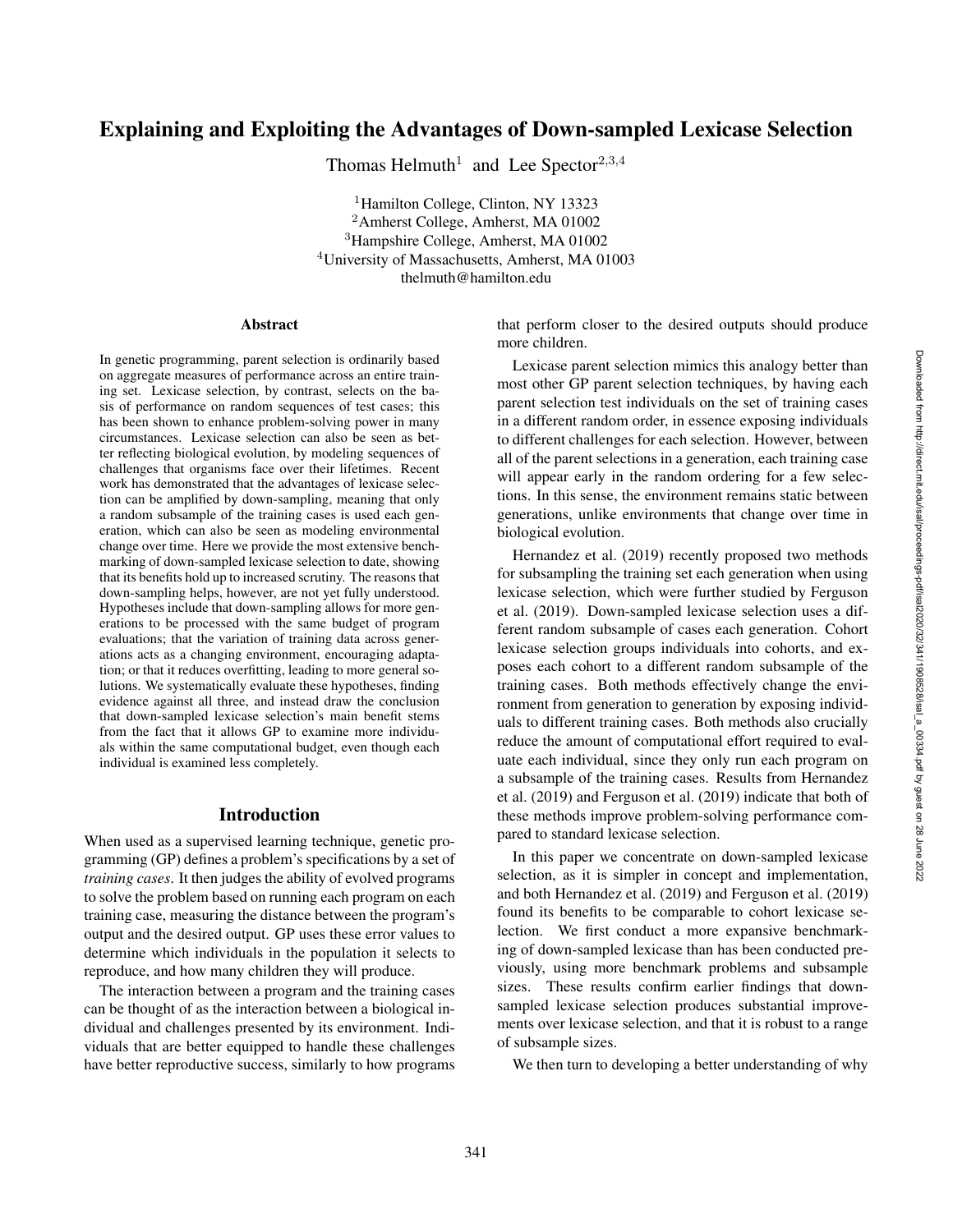# Explaining and Exploiting the Advantages of Down-sampled Lexicase Selection

Thomas Helmuth[1] and Lee Spector[2,3,4]

[1]Hamilton College, Clinton, NY 13323
[2]Amherst College, Amherst, MA 01002
[3]Hampshire College, Amherst, MA 01002
[4]University of Massachusetts, Amherst, MA 01003
thelmuth@hamilton.edu

## Abstract

In genetic programming, parent selection is ordinarily based on aggregate measures of performance across an entire training set. Lexicase selection, by contrast, selects on the basis of performance on random sequences of test cases; this has been shown to enhance problem-solving power in many circumstances. Lexicase selection can also be seen as better reflecting biological evolution, by modeling sequences of challenges that organisms face over their lifetimes. Recent work has demonstrated that the advantages of lexicase selection can be amplified by down-sampling, meaning that only a random subsample of the training cases is used each generation, which can also be seen as modeling environmental change over time. Here we provide the most extensive benchmarking of down-sampled lexicase selection to date, showing that its benefits hold up to increased scrutiny. The reasons that down-sampling helps, however, are not yet fully understood. Hypotheses include that down-sampling allows for more generations to be processed with the same budget of program evaluations; that the variation of training data across generations acts as a changing environment, encouraging adaptation; or that it reduces overfitting, leading to more general solutions. We systematically evaluate these hypotheses, finding evidence against all three, and instead draw the conclusion that down-sampled lexicase selection's main benefit stems from the fact that it allows GP to examine more individuals within the same computational budget, even though each individual is examined less completely.

## Introduction

When used as a supervised learning technique, genetic programming (GP) defines a problem's specifications by a set of *training cases*. It then judges the ability of evolved programs to solve the problem based on running each program on each training case, measuring the distance between the program's output and the desired output. GP uses these error values to determine which individuals in the population it selects to reproduce, and how many children they will produce.

The interaction between a program and the training cases can be thought of as the interaction between a biological individual and challenges presented by its environment. Individuals that are better equipped to handle these challenges have better reproductive success, similarly to how programs that perform closer to the desired outputs should produce more children.

Lexicase parent selection mimics this analogy better than most other GP parent selection techniques, by having each parent selection test individuals on the set of training cases in a different random order, in essence exposing individuals to different challenges for each selection. However, between all of the parent selections in a generation, each training case will appear early in the random ordering for a few selections. In this sense, the environment remains static between generations, unlike environments that change over time in biological evolution.

Hernandez et al. (2019) recently proposed two methods for subsampling the training set each generation when using lexicase selection, which were further studied by Ferguson et al. (2019). Down-sampled lexicase selection uses a different random subsample of cases each generation. Cohort lexicase selection groups individuals into cohorts, and exposes each cohort to a different random subsample of the training cases. Both methods effectively change the environment from generation to generation by exposing individuals to different training cases. Both methods also crucially reduce the amount of computational effort required to evaluate each individual, since they only run each program on a subsample of the training cases. Results from Hernandez et al. (2019) and Ferguson et al. (2019) indicate that both of these methods improve problem-solving performance compared to standard lexicase selection.

In this paper we concentrate on down-sampled lexicase selection, as it is simpler in concept and implementation, and both Hernandez et al. (2019) and Ferguson et al. (2019) found its benefits to be comparable to cohort lexicase selection. We first conduct a more expansive benchmarking of down-sampled lexicase than has been conducted previously, using more benchmark problems and subsample sizes. These results confirm earlier findings that down-sampled lexicase selection produces substantial improvements over lexicase selection, and that it is robust to a range of subsample sizes.

We then turn to developing a better understanding of why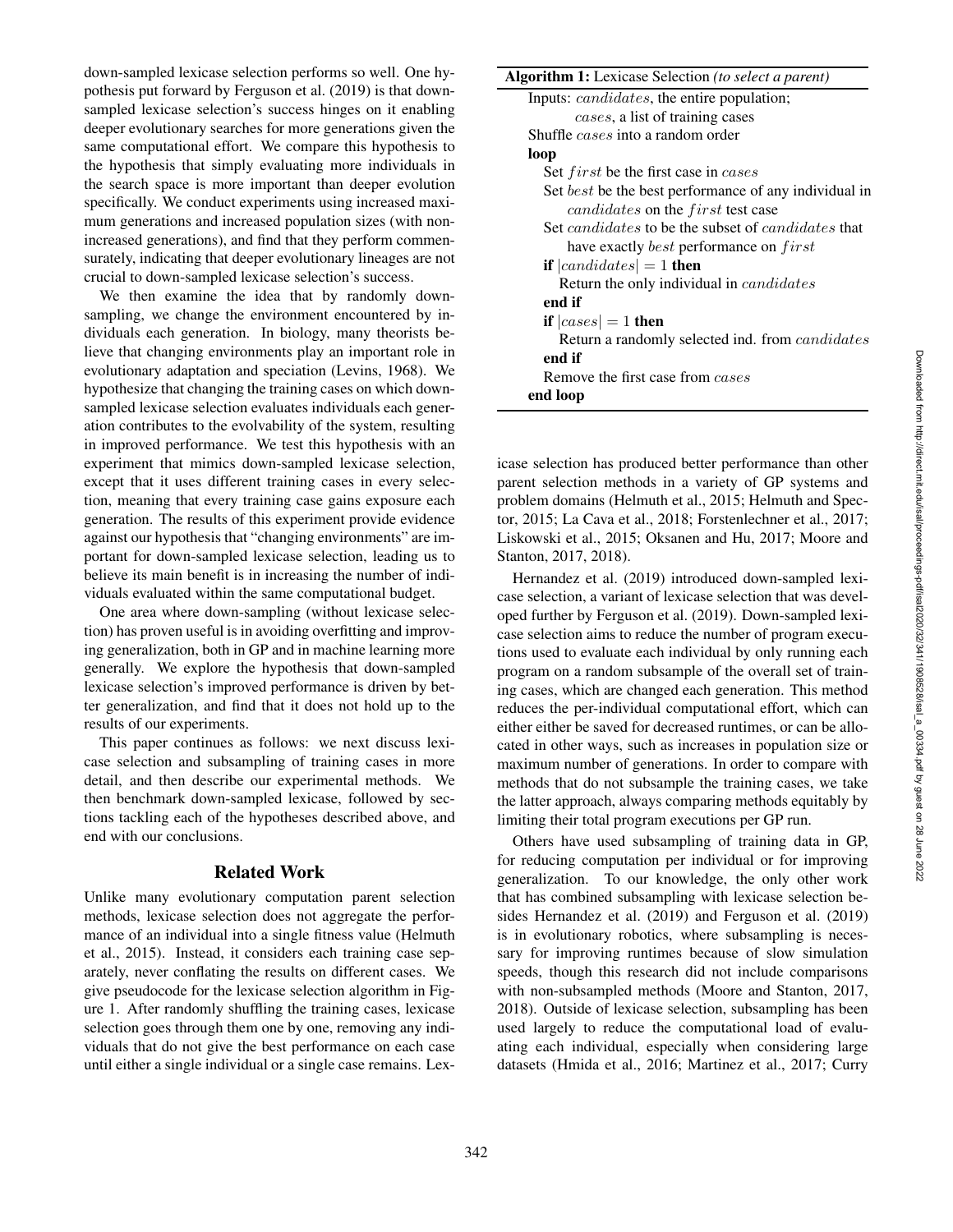down-sampled lexicase selection performs so well. One hypothesis put forward by Ferguson et al. (2019) is that down-sampled lexicase selection's success hinges on it enabling deeper evolutionary searches for more generations given the same computational effort. We compare this hypothesis to the hypothesis that simply evaluating more individuals in the search space is more important than deeper evolution specifically. We conduct experiments using increased maximum generations and increased population sizes (with non-increased generations), and find that they perform commensurately, indicating that deeper evolutionary lineages are not crucial to down-sampled lexicase selection's success.

We then examine the idea that by randomly down-sampling, we change the environment encountered by individuals each generation. In biology, many theorists believe that changing environments play an important role in evolutionary adaptation and speciation (Levins, 1968). We hypothesize that changing the training cases on which down-sampled lexicase selection evaluates individuals each generation contributes to the evolvability of the system, resulting in improved performance. We test this hypothesis with an experiment that mimics down-sampled lexicase selection, except that it uses different training cases in every selection, meaning that every training case gains exposure each generation. The results of this experiment provide evidence against our hypothesis that "changing environments" are important for down-sampled lexicase selection, leading us to believe its main benefit is in increasing the number of individuals evaluated within the same computational budget.

One area where down-sampling (without lexicase selection) has proven useful is in avoiding overfitting and improving generalization, both in GP and in machine learning more generally. We explore the hypothesis that down-sampled lexicase selection's improved performance is driven by better generalization, and find that it does not hold up to the results of our experiments.

This paper continues as follows: we next discuss lexicase selection and subsampling of training cases in more detail, and then describe our experimental methods. We then benchmark down-sampled lexicase, followed by sections tackling each of the hypotheses described above, and end with our conclusions.

## Related Work

Unlike many evolutionary computation parent selection methods, lexicase selection does not aggregate the performance of an individual into a single fitness value (Helmuth et al., 2015). Instead, it considers each training case separately, never conflating the results on different cases. We give pseudocode for the lexicase selection algorithm in Figure 1. After randomly shuffling the training cases, lexicase selection goes through them one by one, removing any individuals that do not give the best performance on each case until either a single individual or a single case remains. Lexicase selection has produced better performance than other parent selection methods in a variety of GP systems and problem domains (Helmuth et al., 2015; Helmuth and Spector, 2015; La Cava et al., 2018; Forstenlechner et al., 2017; Liskowski et al., 2015; Oksanen and Hu, 2017; Moore and Stanton, 2017, 2018).

**Algorithm 1:** Lexicase Selection *(to select a parent)*

```
Inputs: candidates, the entire population;
        cases, a list of training cases
Shuffle cases into a random order
loop
    Set first be the first case in cases
    Set best be the best performance of any individual in
        candidates on the first test case
    Set candidates to be the subset of candidates that
        have exactly best performance on first
    if |candidates| = 1 then
        Return the only individual in candidates
    end if
    if |cases| = 1 then
        Return a randomly selected ind. from candidates
    end if
    Remove the first case from cases
end loop
```

Hernandez et al. (2019) introduced down-sampled lexicase selection, a variant of lexicase selection that was developed further by Ferguson et al. (2019). Down-sampled lexicase selection aims to reduce the number of program executions used to evaluate each individual by only running each program on a random subsample of the overall set of training cases, which are changed each generation. This method reduces the per-individual computational effort, which can either either be saved for decreased runtimes, or can be allocated in other ways, such as increases in population size or maximum number of generations. In order to compare with methods that do not subsample the training cases, we take the latter approach, always comparing methods equitably by limiting their total program executions per GP run.

Others have used subsampling of training data in GP, for reducing computation per individual or for improving generalization. To our knowledge, the only other work that has combined subsampling with lexicase selection besides Hernandez et al. (2019) and Ferguson et al. (2019) is in evolutionary robotics, where subsampling is necessary for improving runtimes because of slow simulation speeds, though this research did not include comparisons with non-subsampled methods (Moore and Stanton, 2017, 2018). Outside of lexicase selection, subsampling has been used largely to reduce the computational load of evaluating each individual, especially when considering large datasets (Hmida et al., 2016; Martinez et al., 2017; Curry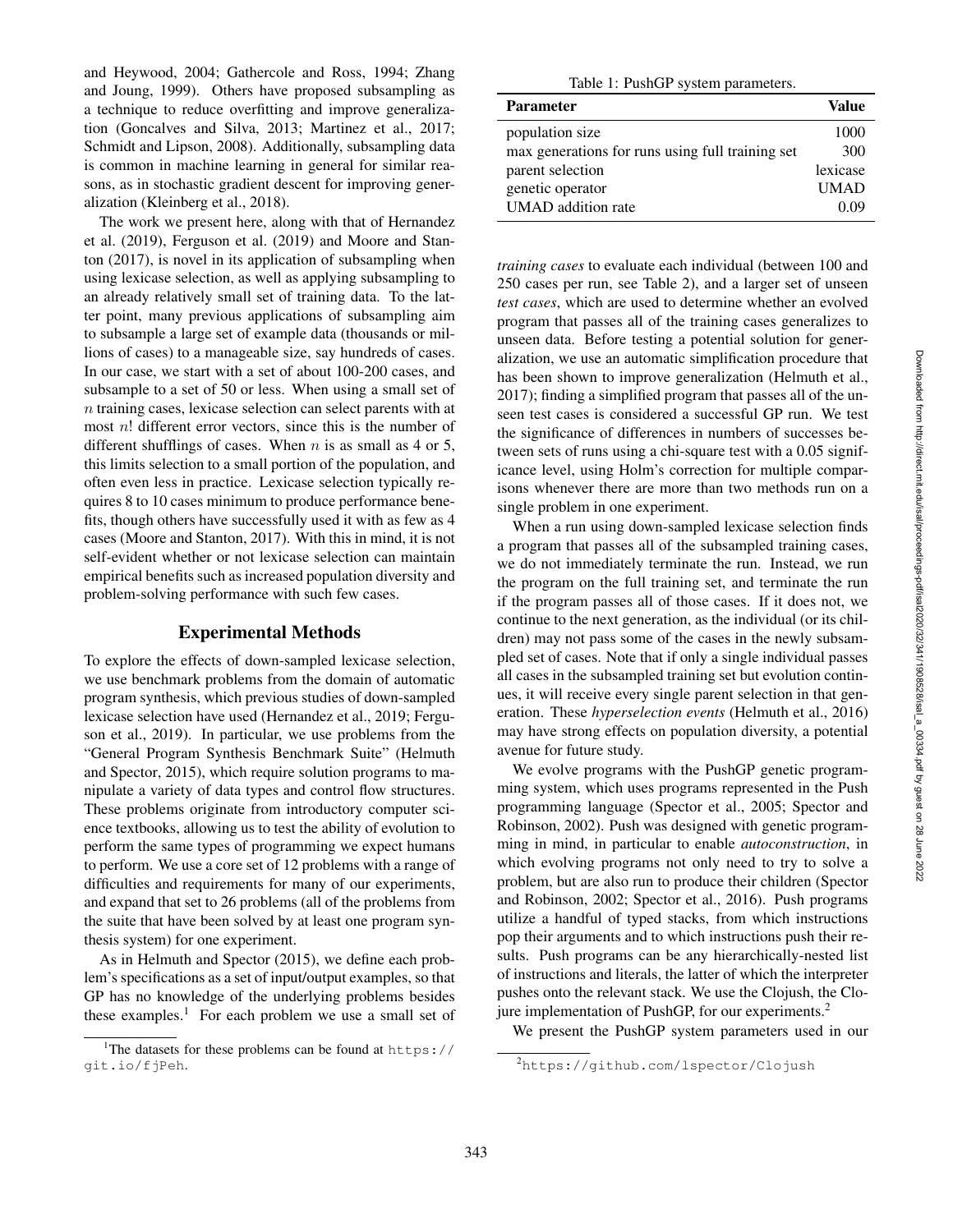and Heywood, 2004; Gathercole and Ross, 1994; Zhang and Joung, 1999). Others have proposed subsampling as a technique to reduce overfitting and improve generalization (Goncalves and Silva, 2013; Martinez et al., 2017; Schmidt and Lipson, 2008). Additionally, subsampling data is common in machine learning in general for similar reasons, as in stochastic gradient descent for improving generalization (Kleinberg et al., 2018).

The work we present here, along with that of Hernandez et al. (2019), Ferguson et al. (2019) and Moore and Stanton (2017), is novel in its application of subsampling when using lexicase selection, as well as applying subsampling to an already relatively small set of training data. To the latter point, many previous applications of subsampling aim to subsample a large set of example data (thousands or millions of cases) to a manageable size, say hundreds of cases. In our case, we start with a set of about 100-200 cases, and subsample to a set of 50 or less. When using a small set of $n$ training cases, lexicase selection can select parents with at most $n!$ different error vectors, since this is the number of different shufflings of cases. When $n$ is as small as 4 or 5, this limits selection to a small portion of the population, and often even less in practice. Lexicase selection typically requires 8 to 10 cases minimum to produce performance benefits, though others have successfully used it with as few as 4 cases (Moore and Stanton, 2017). With this in mind, it is not self-evident whether or not lexicase selection can maintain empirical benefits such as increased population diversity and problem-solving performance with such few cases.

## Experimental Methods

To explore the effects of down-sampled lexicase selection, we use benchmark problems from the domain of automatic program synthesis, which previous studies of down-sampled lexicase selection have used (Hernandez et al., 2019; Ferguson et al., 2019). In particular, we use problems from the "General Program Synthesis Benchmark Suite" (Helmuth and Spector, 2015), which require solution programs to manipulate a variety of data types and control flow structures. These problems originate from introductory computer science textbooks, allowing us to test the ability of evolution to perform the same types of programming we expect humans to perform. We use a core set of 12 problems with a range of difficulties and requirements for many of our experiments, and expand that set to 26 problems (all of the problems from the suite that have been solved by at least one program synthesis system) for one experiment.

As in Helmuth and Spector (2015), we define each problem's specifications as a set of input/output examples, so that GP has no knowledge of the underlying problems besides these examples.[1] For each problem we use a small set of *training cases* to evaluate each individual (between 100 and 250 cases per run, see Table 2), and a larger set of unseen *test cases*, which are used to determine whether an evolved program that passes all of the training cases generalizes to unseen data. Before testing a potential solution for generalization, we use an automatic simplification procedure that has been shown to improve generalization (Helmuth et al., 2017); finding a simplified program that passes all of the unseen test cases is considered a successful GP run. We test the significance of differences in numbers of successes between sets of runs using a chi-square test with a 0.05 significance level, using Holm's correction for multiple comparisons whenever there are more than two methods run on a single problem in one experiment.

[1] The datasets for these problems can be found at https://git.io/fjPeh.

Table 1: PushGP system parameters.

| Parameter | Value |
|---|---|
| population size | 1000 |
| max generations for runs using full training set | 300 |
| parent selection | lexicase |
| genetic operator | UMAD |
| UMAD addition rate | 0.09 |

When a run using down-sampled lexicase selection finds a program that passes all of the subsampled training cases, we do not immediately terminate the run. Instead, we run the program on the full training set, and terminate the run if the program passes all of those cases. If it does not, we continue to the next generation, as the individual (or its children) may not pass some of the cases in the newly subsampled set of cases. Note that if only a single individual passes all cases in the subsampled training set but evolution continues, it will receive every single parent selection in that generation. These *hyperselection events* (Helmuth et al., 2016) may have strong effects on population diversity, a potential avenue for future study.

We evolve programs with the PushGP genetic programming system, which uses programs represented in the Push programming language (Spector et al., 2005; Spector and Robinson, 2002). Push was designed with genetic programming in mind, in particular to enable *autoconstruction*, in which evolving programs not only need to try to solve a problem, but are also run to produce their children (Spector and Robinson, 2002; Spector et al., 2016). Push programs utilize a handful of typed stacks, from which instructions pop their arguments and to which instructions push their results. Push programs can be any hierarchically-nested list of instructions and literals, the latter of which the interpreter pushes onto the relevant stack. We use the Clojush, the Clojure implementation of PushGP, for our experiments.[2]

We present the PushGP system parameters used in our

[2] https://github.com/lspector/Clojush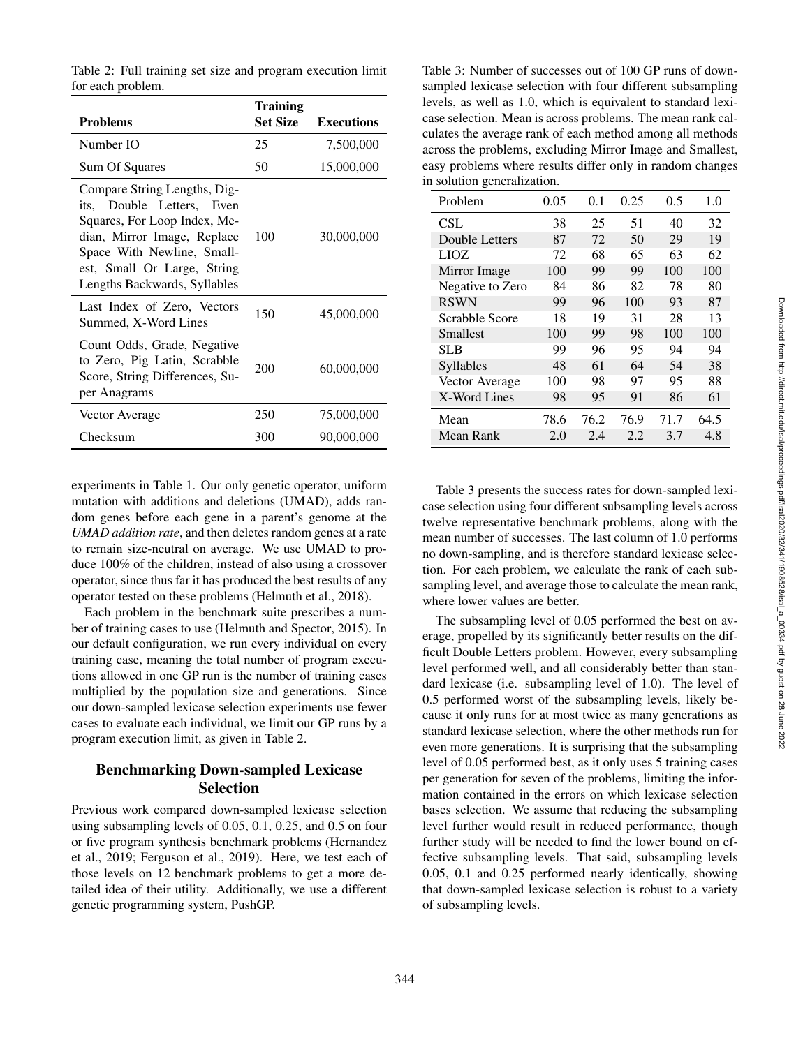Table 2: Full training set size and program execution limit for each problem.

| Problems | Training Set Size | Executions |
|---|---|---|
| Number IO | 25 | 7,500,000 |
| Sum Of Squares | 50 | 15,000,000 |
| Compare String Lengths, Digits, Double Letters, Even Squares, For Loop Index, Median, Mirror Image, Replace Space With Newline, Smallest, Small Or Large, String Lengths Backwards, Syllables | 100 | 30,000,000 |
| Last Index of Zero, Vectors Summed, X-Word Lines | 150 | 45,000,000 |
| Count Odds, Grade, Negative to Zero, Pig Latin, Scrabble Score, String Differences, Super Anagrams | 200 | 60,000,000 |
| Vector Average | 250 | 75,000,000 |
| Checksum | 300 | 90,000,000 |

experiments in Table 1. Our only genetic operator, uniform mutation with additions and deletions (UMAD), adds random genes before each gene in a parent's genome at the *UMAD addition rate*, and then deletes random genes at a rate to remain size-neutral on average. We use UMAD to produce 100% of the children, instead of also using a crossover operator, since thus far it has produced the best results of any operator tested on these problems (Helmuth et al., 2018).

Each problem in the benchmark suite prescribes a number of training cases to use (Helmuth and Spector, 2015). In our default configuration, we run every individual on every training case, meaning the total number of program executions allowed in one GP run is the number of training cases multiplied by the population size and generations. Since our down-sampled lexicase selection experiments use fewer cases to evaluate each individual, we limit our GP runs by a program execution limit, as given in Table 2.

## Benchmarking Down-sampled Lexicase Selection

Previous work compared down-sampled lexicase selection using subsampling levels of 0.05, 0.1, 0.25, and 0.5 on four or five program synthesis benchmark problems (Hernandez et al., 2019; Ferguson et al., 2019). Here, we test each of those levels on 12 benchmark problems to get a more detailed idea of their utility. Additionally, we use a different genetic programming system, PushGP.

Table 3: Number of successes out of 100 GP runs of down-sampled lexicase selection with four different subsampling levels, as well as 1.0, which is equivalent to standard lexicase selection. Mean is across problems. The mean rank calculates the average rank of each method among all methods across the problems, excluding Mirror Image and Smallest, easy problems where results differ only in random changes in solution generalization.

| Problem | 0.05 | 0.1 | 0.25 | 0.5 | 1.0 |
|---|---|---|---|---|---|
| CSL | 38 | 25 | 51 | 40 | 32 |
| Double Letters | 87 | 72 | 50 | 29 | 19 |
| LIOZ | 72 | 68 | 65 | 63 | 62 |
| Mirror Image | 100 | 99 | 99 | 100 | 100 |
| Negative to Zero | 84 | 86 | 82 | 78 | 80 |
| RSWN | 99 | 96 | 100 | 93 | 87 |
| Scrabble Score | 18 | 19 | 31 | 28 | 13 |
| Smallest | 100 | 99 | 98 | 100 | 100 |
| SLB | 99 | 96 | 95 | 94 | 94 |
| Syllables | 48 | 61 | 64 | 54 | 38 |
| Vector Average | 100 | 98 | 97 | 95 | 88 |
| X-Word Lines | 98 | 95 | 91 | 86 | 61 |
| Mean | 78.6 | 76.2 | 76.9 | 71.7 | 64.5 |
| Mean Rank | 2.0 | 2.4 | 2.2 | 3.7 | 4.8 |

Table 3 presents the success rates for down-sampled lexicase selection using four different subsampling levels across twelve representative benchmark problems, along with the mean number of successes. The last column of 1.0 performs no down-sampling, and is therefore standard lexicase selection. For each problem, we calculate the rank of each subsampling level, and average those to calculate the mean rank, where lower values are better.

The subsampling level of 0.05 performed the best on average, propelled by its significantly better results on the difficult Double Letters problem. However, every subsampling level performed well, and all considerably better than standard lexicase (i.e. subsampling level of 1.0). The level of 0.5 performed worst of the subsampling levels, likely because it only runs for at most twice as many generations as standard lexicase selection, where the other methods run for even more generations. It is surprising that the subsampling level of 0.05 performed best, as it only uses 5 training cases per generation for seven of the problems, limiting the information contained in the errors on which lexicase selection bases selection. We assume that reducing the subsampling level further would result in reduced performance, though further study will be needed to find the lower bound on effective subsampling levels. That said, subsampling levels 0.05, 0.1 and 0.25 performed nearly identically, showing that down-sampled lexicase selection is robust to a variety of subsampling levels.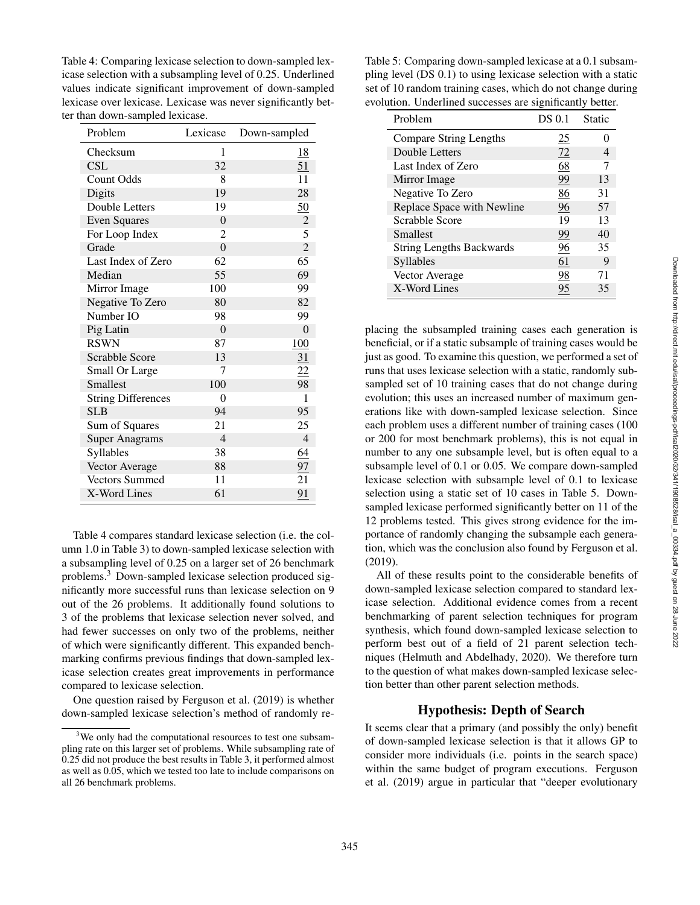Table 4: Comparing lexicase selection to down-sampled lexicase selection with a subsampling level of 0.25. Underlined values indicate significant improvement of down-sampled lexicase over lexicase. Lexicase was never significantly better than down-sampled lexicase.

| Problem | Lexicase | Down-sampled |
|---|---|---|
| Checksum | 1 | <u>18</u> |
| CSL | 32 | <u>51</u> |
| Count Odds | 8 | 11 |
| Digits | 19 | 28 |
| Double Letters | 19 | <u>50</u> |
| Even Squares | 0 | 2 |
| For Loop Index | 2 | 5 |
| Grade | 0 | 2 |
| Last Index of Zero | 62 | 65 |
| Median | 55 | 69 |
| Mirror Image | 100 | 99 |
| Negative To Zero | 80 | 82 |
| Number IO | 98 | 99 |
| Pig Latin | 0 | 0 |
| RSWN | 87 | <u>100</u> |
| Scrabble Score | 13 | <u>31</u> |
| Small Or Large | 7 | <u>22</u> |
| Smallest | 100 | 98 |
| String Differences | 0 | 1 |
| SLB | 94 | 95 |
| Sum of Squares | 21 | 25 |
| Super Anagrams | 4 | 4 |
| Syllables | 38 | <u>64</u> |
| Vector Average | 88 | <u>97</u> |
| Vectors Summed | 11 | 21 |
| X-Word Lines | 61 | <u>91</u> |

Table 4 compares standard lexicase selection (i.e. the column 1.0 in Table 3) to down-sampled lexicase selection with a subsampling level of 0.25 on a larger set of 26 benchmark problems.[3] Down-sampled lexicase selection produced significantly more successful runs than lexicase selection on 9 out of the 26 problems. It additionally found solutions to 3 of the problems that lexicase selection never solved, and had fewer successes on only two of the problems, neither of which were significantly different. This expanded benchmarking confirms previous findings that down-sampled lexicase selection creates great improvements in performance compared to lexicase selection.

One question raised by Ferguson et al. (2019) is whether down-sampled lexicase selection's method of randomly replacing the subsampled training cases each generation is beneficial, or if a static subsample of training cases would be just as good. To examine this question, we performed a set of runs that uses lexicase selection with a static, randomly subsampled set of 10 training cases that do not change during evolution; this uses an increased number of maximum generations like with down-sampled lexicase selection. Since each problem uses a different number of training cases (100 or 200 for most benchmark problems), this is not equal in number to any one subsample level, but is often equal to a subsample level of 0.1 or 0.05. We compare down-sampled lexicase selection with subsample level of 0.1 to lexicase selection using a static set of 10 cases in Table 5. Down-sampled lexicase performed significantly better on 11 of the 12 problems tested. This gives strong evidence for the importance of randomly changing the subsample each generation, which was the conclusion also found by Ferguson et al. (2019).

Table 5: Comparing down-sampled lexicase at a 0.1 subsampling level (DS 0.1) to using lexicase selection with a static set of 10 random training cases, which do not change during evolution. Underlined successes are significantly better.

| Problem | DS 0.1 | Static |
|---|---|---|
| Compare String Lengths | <u>25</u> | 0 |
| Double Letters | <u>72</u> | 4 |
| Last Index of Zero | <u>68</u> | 7 |
| Mirror Image | <u>99</u> | 13 |
| Negative To Zero | <u>86</u> | 31 |
| Replace Space with Newline | <u>96</u> | 57 |
| Scrabble Score | 19 | 13 |
| Smallest | <u>99</u> | 40 |
| String Lengths Backwards | <u>96</u> | 35 |
| Syllables | <u>61</u> | 9 |
| Vector Average | <u>98</u> | 71 |
| X-Word Lines | <u>95</u> | 35 |

All of these results point to the considerable benefits of down-sampled lexicase selection compared to standard lexicase selection. Additional evidence comes from a recent benchmarking of parent selection techniques for program synthesis, which found down-sampled lexicase selection to perform best out of a field of 21 parent selection techniques (Helmuth and Abdelhady, 2020). We therefore turn to the question of what makes down-sampled lexicase selection better than other parent selection methods.

## Hypothesis: Depth of Search

It seems clear that a primary (and possibly the only) benefit of down-sampled lexicase selection is that it allows GP to consider more individuals (i.e. points in the search space) within the same budget of program executions. Ferguson et al. (2019) argue in particular that "deeper evolutionary

[3] We only had the computational resources to test one subsampling rate on this larger set of problems. While subsampling rate of 0.25 did not produce the best results in Table 3, it performed almost as well as 0.05, which we tested too late to include comparisons on all 26 benchmark problems.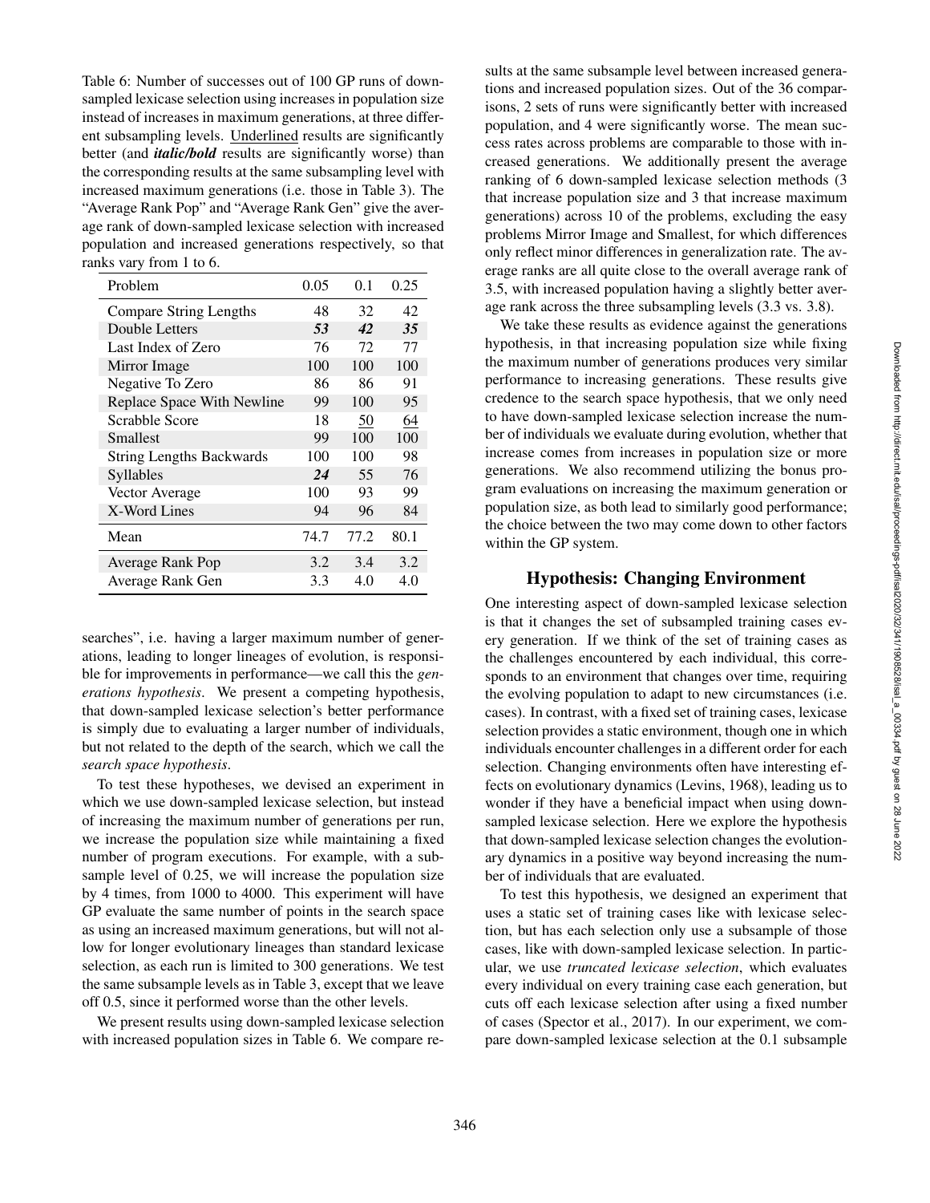Table 6: Number of successes out of 100 GP runs of down-sampled lexicase selection using increases in population size instead of increases in maximum generations, at three different subsampling levels. Underlined results are significantly better (and ***italic/bold*** results are significantly worse) than the corresponding results at the same subsampling level with increased maximum generations (i.e. those in Table 3). The "Average Rank Pop" and "Average Rank Gen" give the average rank of down-sampled lexicase selection with increased population and increased generations respectively, so that ranks vary from 1 to 6.

| Problem | 0.05 | 0.1 | 0.25 |
|---|---|---|---|
| Compare String Lengths | 48 | 32 | 42 |
| Double Letters | ***53*** | ***42*** | ***35*** |
| Last Index of Zero | 76 | 72 | 77 |
| Mirror Image | 100 | 100 | 100 |
| Negative To Zero | 86 | 86 | 91 |
| Replace Space With Newline | 99 | 100 | 95 |
| Scrabble Score | 18 | <u>50</u> | <u>64</u> |
| Smallest | 99 | 100 | 100 |
| String Lengths Backwards | 100 | 100 | 98 |
| Syllables | ***24*** | 55 | 76 |
| Vector Average | 100 | 93 | 99 |
| X-Word Lines | 94 | 96 | 84 |
| Mean | 74.7 | 77.2 | 80.1 |
| Average Rank Pop | 3.2 | 3.4 | 3.2 |
| Average Rank Gen | 3.3 | 4.0 | 4.0 |

searches", i.e. having a larger maximum number of generations, leading to longer lineages of evolution, is responsible for improvements in performance—we call this the *generations hypothesis*. We present a competing hypothesis, that down-sampled lexicase selection's better performance is simply due to evaluating a larger number of individuals, but not related to the depth of the search, which we call the *search space hypothesis*.

To test these hypotheses, we devised an experiment in which we use down-sampled lexicase selection, but instead of increasing the maximum number of generations per run, we increase the population size while maintaining a fixed number of program executions. For example, with a subsample level of 0.25, we will increase the population size by 4 times, from 1000 to 4000. This experiment will have GP evaluate the same number of points in the search space as using an increased maximum generations, but will not allow for longer evolutionary lineages than standard lexicase selection, as each run is limited to 300 generations. We test the same subsample levels as in Table 3, except that we leave off 0.5, since it performed worse than the other levels.

We present results using down-sampled lexicase selection with increased population sizes in Table 6. We compare results at the same subsample level between increased generations and increased population sizes. Out of the 36 comparisons, 2 sets of runs were significantly better with increased population, and 4 were significantly worse. The mean success rates across problems are comparable to those with increased generations. We additionally present the average ranking of 6 down-sampled lexicase selection methods (3 that increase population size and 3 that increase maximum generations) across 10 of the problems, excluding the easy problems Mirror Image and Smallest, for which differences only reflect minor differences in generalization rate. The average ranks are all quite close to the overall average rank of 3.5, with increased population having a slightly better average rank across the three subsampling levels (3.3 vs. 3.8).

We take these results as evidence against the generations hypothesis, in that increasing population size while fixing the maximum number of generations produces very similar performance to increasing generations. These results give credence to the search space hypothesis, that we only need to have down-sampled lexicase selection increase the number of individuals we evaluate during evolution, whether that increase comes from increases in population size or more generations. We also recommend utilizing the bonus program evaluations on increasing the maximum generation or population size, as both lead to similarly good performance; the choice between the two may come down to other factors within the GP system.

## Hypothesis: Changing Environment

One interesting aspect of down-sampled lexicase selection is that it changes the set of subsampled training cases every generation. If we think of the set of training cases as the challenges encountered by each individual, this corresponds to an environment that changes over time, requiring the evolving population to adapt to new circumstances (i.e. cases). In contrast, with a fixed set of training cases, lexicase selection provides a static environment, though one in which individuals encounter challenges in a different order for each selection. Changing environments often have interesting effects on evolutionary dynamics (Levins, 1968), leading us to wonder if they have a beneficial impact when using down-sampled lexicase selection. Here we explore the hypothesis that down-sampled lexicase selection changes the evolutionary dynamics in a positive way beyond increasing the number of individuals that are evaluated.

To test this hypothesis, we designed an experiment that uses a static set of training cases like with lexicase selection, but has each selection only use a subsample of those cases, like with down-sampled lexicase selection. In particular, we use *truncated lexicase selection*, which evaluates every individual on every training case each generation, but cuts off each lexicase selection after using a fixed number of cases (Spector et al., 2017). In our experiment, we compare down-sampled lexicase selection at the 0.1 subsample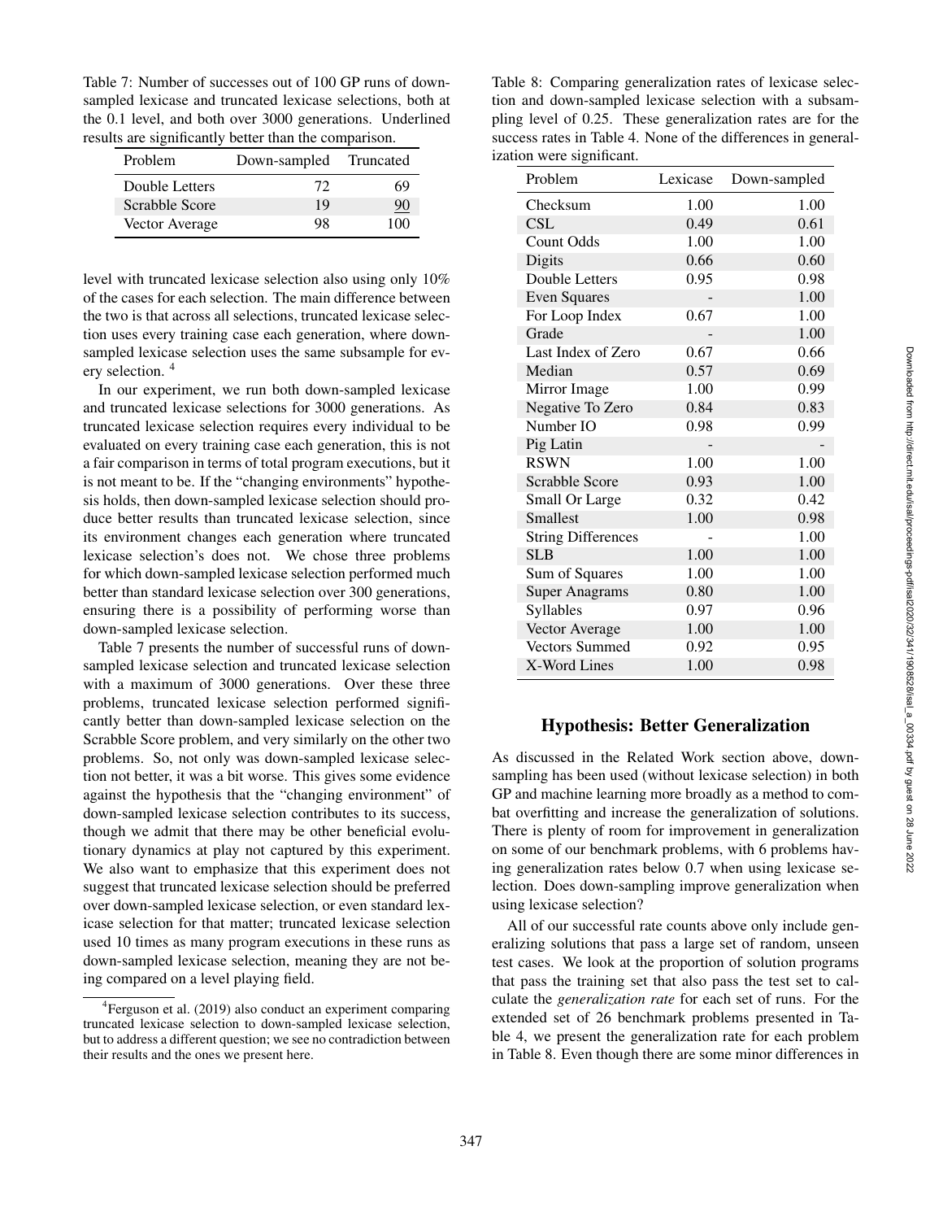Table 7: Number of successes out of 100 GP runs of down-sampled lexicase and truncated lexicase selections, both at the 0.1 level, and both over 3000 generations. Underlined results are significantly better than the comparison.

| Problem | Down-sampled | Truncated |
|---|---|---|
| Double Letters | 72 | 69 |
| Scrabble Score | 19 | <u>90</u> |
| Vector Average | 98 | 100 |

level with truncated lexicase selection also using only 10% of the cases for each selection. The main difference between the two is that across all selections, truncated lexicase selection uses every training case each generation, where down-sampled lexicase selection uses the same subsample for every selection. [4]

In our experiment, we run both down-sampled lexicase and truncated lexicase selections for 3000 generations. As truncated lexicase selection requires every individual to be evaluated on every training case each generation, this is not a fair comparison in terms of total program executions, but it is not meant to be. If the "changing environments" hypothesis holds, then down-sampled lexicase selection should produce better results than truncated lexicase selection, since its environment changes each generation where truncated lexicase selection's does not. We chose three problems for which down-sampled lexicase selection performed much better than standard lexicase selection over 300 generations, ensuring there is a possibility of performing worse than down-sampled lexicase selection.

Table 7 presents the number of successful runs of down-sampled lexicase selection and truncated lexicase selection with a maximum of 3000 generations. Over these three problems, truncated lexicase selection performed significantly better than down-sampled lexicase selection on the Scrabble Score problem, and very similarly on the other two problems. So, not only was down-sampled lexicase selection not better, it was a bit worse. This gives some evidence against the hypothesis that the "changing environment" of down-sampled lexicase selection contributes to its success, though we admit that there may be other beneficial evolutionary dynamics at play not captured by this experiment. We also want to emphasize that this experiment does not suggest that truncated lexicase selection should be preferred over down-sampled lexicase selection, or even standard lexicase selection for that matter; truncated lexicase selection used 10 times as many program executions in these runs as down-sampled lexicase selection, meaning they are not being compared on a level playing field.

[4] Ferguson et al. (2019) also conduct an experiment comparing truncated lexicase selection to down-sampled lexicase selection, but to address a different question; we see no contradiction between their results and the ones we present here.

Table 8: Comparing generalization rates of lexicase selection and down-sampled lexicase selection with a subsampling level of 0.25. These generalization rates are for the success rates in Table 4. None of the differences in generalization were significant.

| Problem | Lexicase | Down-sampled |
|---|---|---|
| Checksum | 1.00 | 1.00 |
| CSL | 0.49 | 0.61 |
| Count Odds | 1.00 | 1.00 |
| Digits | 0.66 | 0.60 |
| Double Letters | 0.95 | 0.98 |
| Even Squares | - | 1.00 |
| For Loop Index | 0.67 | 1.00 |
| Grade | - | 1.00 |
| Last Index of Zero | 0.67 | 0.66 |
| Median | 0.57 | 0.69 |
| Mirror Image | 1.00 | 0.99 |
| Negative To Zero | 0.84 | 0.83 |
| Number IO | 0.98 | 0.99 |
| Pig Latin | - | - |
| RSWN | 1.00 | 1.00 |
| Scrabble Score | 0.93 | 1.00 |
| Small Or Large | 0.32 | 0.42 |
| Smallest | 1.00 | 0.98 |
| String Differences | - | 1.00 |
| SLB | 1.00 | 1.00 |
| Sum of Squares | 1.00 | 1.00 |
| Super Anagrams | 0.80 | 1.00 |
| Syllables | 0.97 | 0.96 |
| Vector Average | 1.00 | 1.00 |
| Vectors Summed | 0.92 | 0.95 |
| X-Word Lines | 1.00 | 0.98 |

## Hypothesis: Better Generalization

As discussed in the Related Work section above, down-sampling has been used (without lexicase selection) in both GP and machine learning more broadly as a method to combat overfitting and increase the generalization of solutions. There is plenty of room for improvement in generalization on some of our benchmark problems, with 6 problems having generalization rates below 0.7 when using lexicase selection. Does down-sampling improve generalization when using lexicase selection?

All of our successful rate counts above only include generalizing solutions that pass a large set of random, unseen test cases. We look at the proportion of solution programs that pass the training set that also pass the test set to calculate the *generalization rate* for each set of runs. For the extended set of 26 benchmark problems presented in Table 4, we present the generalization rate for each problem in Table 8. Even though there are some minor differences in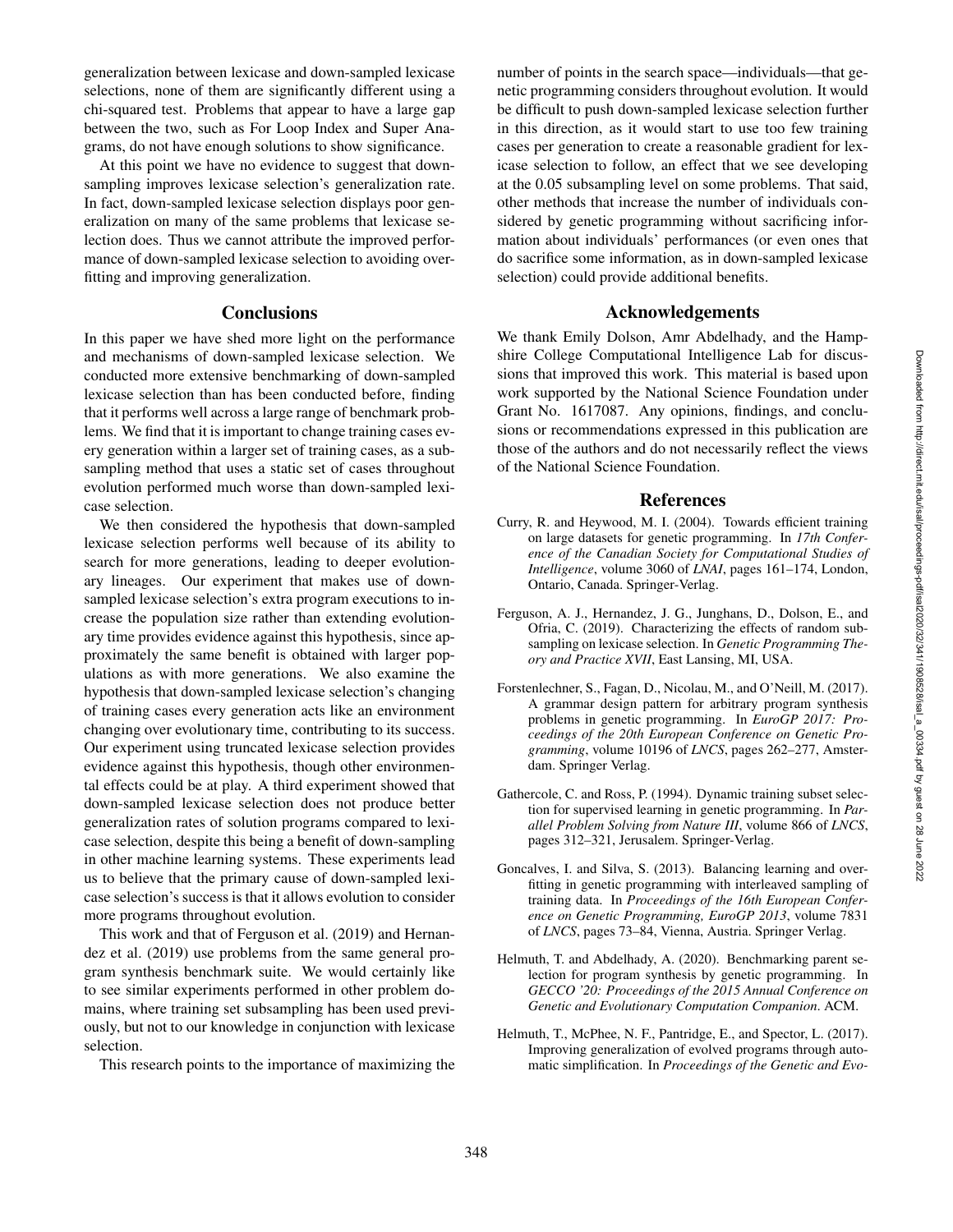generalization between lexicase and down-sampled lexicase selections, none of them are significantly different using a chi-squared test. Problems that appear to have a large gap between the two, such as For Loop Index and Super Anagrams, do not have enough solutions to show significance.

At this point we have no evidence to suggest that downsampling improves lexicase selection's generalization rate. In fact, down-sampled lexicase selection displays poor generalization on many of the same problems that lexicase selection does. Thus we cannot attribute the improved performance of down-sampled lexicase selection to avoiding overfitting and improving generalization.

## Conclusions

In this paper we have shed more light on the performance and mechanisms of down-sampled lexicase selection. We conducted more extensive benchmarking of down-sampled lexicase selection than has been conducted before, finding that it performs well across a large range of benchmark problems. We find that it is important to change training cases every generation within a larger set of training cases, as a subsampling method that uses a static set of cases throughout evolution performed much worse than down-sampled lexicase selection.

We then considered the hypothesis that down-sampled lexicase selection performs well because of its ability to search for more generations, leading to deeper evolutionary lineages. Our experiment that makes use of down-sampled lexicase selection's extra program executions to increase the population size rather than extending evolutionary time provides evidence against this hypothesis, since approximately the same benefit is obtained with larger populations as with more generations. We also examine the hypothesis that down-sampled lexicase selection's changing of training cases every generation acts like an environment changing over evolutionary time, contributing to its success. Our experiment using truncated lexicase selection provides evidence against this hypothesis, though other environmental effects could be at play. A third experiment showed that down-sampled lexicase selection does not produce better generalization rates of solution programs compared to lexicase selection, despite this being a benefit of down-sampling in other machine learning systems. These experiments lead us to believe that the primary cause of down-sampled lexicase selection's success is that it allows evolution to consider more programs throughout evolution.

This work and that of Ferguson et al. (2019) and Hernandez et al. (2019) use problems from the same general program synthesis benchmark suite. We would certainly like to see similar experiments performed in other problem domains, where training set subsampling has been used previously, but not to our knowledge in conjunction with lexicase selection.

This research points to the importance of maximizing the number of points in the search space—individuals—that genetic programming considers throughout evolution. It would be difficult to push down-sampled lexicase selection further in this direction, as it would start to use too few training cases per generation to create a reasonable gradient for lexicase selection to follow, an effect that we see developing at the 0.05 subsampling level on some problems. That said, other methods that increase the number of individuals considered by genetic programming without sacrificing information about individuals' performances (or even ones that do sacrifice some information, as in down-sampled lexicase selection) could provide additional benefits.

## Acknowledgements

We thank Emily Dolson, Amr Abdelhady, and the Hampshire College Computational Intelligence Lab for discussions that improved this work. This material is based upon work supported by the National Science Foundation under Grant No. 1617087. Any opinions, findings, and conclusions or recommendations expressed in this publication are those of the authors and do not necessarily reflect the views of the National Science Foundation.

## References

Curry, R. and Heywood, M. I. (2004). Towards efficient training on large datasets for genetic programming. In *17th Conference of the Canadian Society for Computational Studies of Intelligence*, volume 3060 of *LNAI*, pages 161–174, London, Ontario, Canada. Springer-Verlag.

Ferguson, A. J., Hernandez, J. G., Junghans, D., Dolson, E., and Ofria, C. (2019). Characterizing the effects of random subsampling on lexicase selection. In *Genetic Programming Theory and Practice XVII*, East Lansing, MI, USA.

Forstenlechner, S., Fagan, D., Nicolau, M., and O'Neill, M. (2017). A grammar design pattern for arbitrary program synthesis problems in genetic programming. In *EuroGP 2017: Proceedings of the 20th European Conference on Genetic Programming*, volume 10196 of *LNCS*, pages 262–277, Amsterdam. Springer Verlag.

Gathercole, C. and Ross, P. (1994). Dynamic training subset selection for supervised learning in genetic programming. In *Parallel Problem Solving from Nature III*, volume 866 of *LNCS*, pages 312–321, Jerusalem. Springer-Verlag.

Goncalves, I. and Silva, S. (2013). Balancing learning and overfitting in genetic programming with interleaved sampling of training data. In *Proceedings of the 16th European Conference on Genetic Programming, EuroGP 2013*, volume 7831 of *LNCS*, pages 73–84, Vienna, Austria. Springer Verlag.

Helmuth, T. and Abdelhady, A. (2020). Benchmarking parent selection for program synthesis by genetic programming. In *GECCO '20: Proceedings of the 2015 Annual Conference on Genetic and Evolutionary Computation Companion*. ACM.

Helmuth, T., McPhee, N. F., Pantridge, E., and Spector, L. (2017). Improving generalization of evolved programs through automatic simplification. In *Proceedings of the Genetic and Evo-*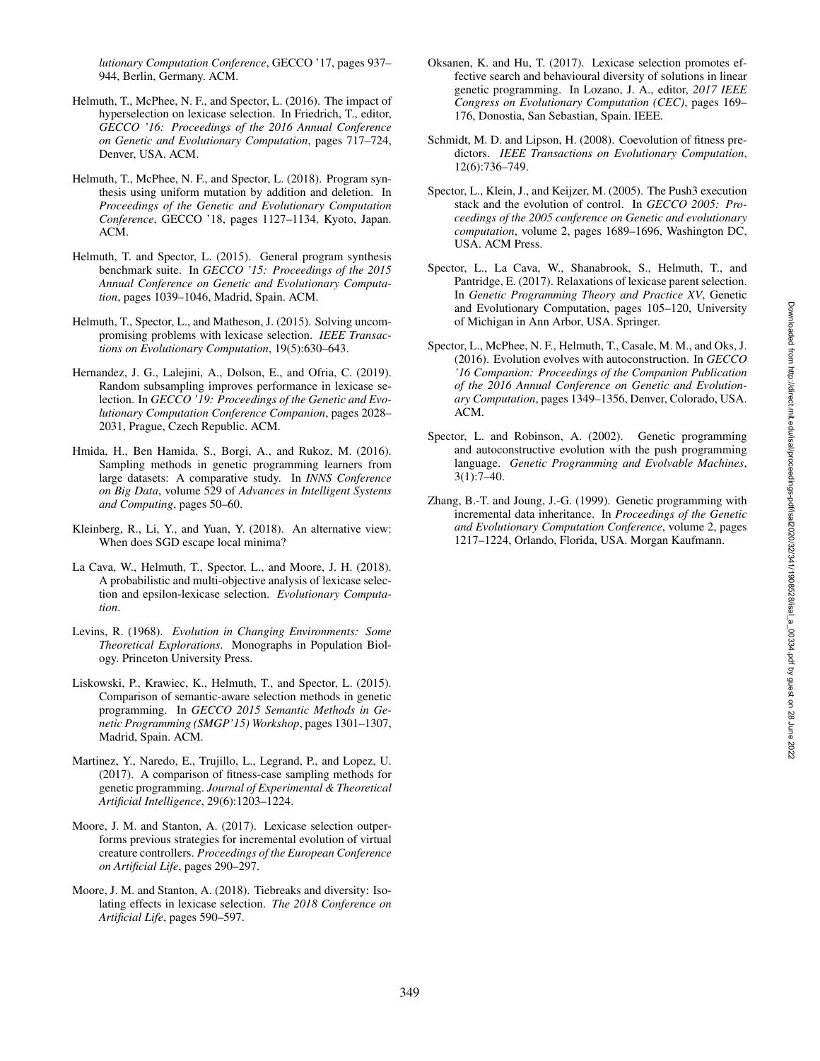lutionary Computation Conference*, GECCO '17, pages 937–944, Berlin, Germany. ACM.

Helmuth, T., McPhee, N. F., and Spector, L. (2016). The impact of hyperselection on lexicase selection. In Friedrich, T., editor, *GECCO '16: Proceedings of the 2016 Annual Conference on Genetic and Evolutionary Computation*, pages 717–724, Denver, USA. ACM.

Helmuth, T., McPhee, N. F., and Spector, L. (2018). Program synthesis using uniform mutation by addition and deletion. In *Proceedings of the Genetic and Evolutionary Computation Conference*, GECCO '18, pages 1127–1134, Kyoto, Japan. ACM.

Helmuth, T. and Spector, L. (2015). General program synthesis benchmark suite. In *GECCO '15: Proceedings of the 2015 Annual Conference on Genetic and Evolutionary Computation*, pages 1039–1046, Madrid, Spain. ACM.

Helmuth, T., Spector, L., and Matheson, J. (2015). Solving uncompromising problems with lexicase selection. *IEEE Transactions on Evolutionary Computation*, 19(5):630–643.

Hernandez, J. G., Lalejini, A., Dolson, E., and Ofria, C. (2019). Random subsampling improves performance in lexicase selection. In *GECCO '19: Proceedings of the Genetic and Evolutionary Computation Conference Companion*, pages 2028–2031, Prague, Czech Republic. ACM.

Hmida, H., Ben Hamida, S., Borgi, A., and Rukoz, M. (2016). Sampling methods in genetic programming learners from large datasets: A comparative study. In *INNS Conference on Big Data*, volume 529 of *Advances in Intelligent Systems and Computing*, pages 50–60.

Kleinberg, R., Li, Y., and Yuan, Y. (2018). An alternative view: When does SGD escape local minima?

La Cava, W., Helmuth, T., Spector, L., and Moore, J. H. (2018). A probabilistic and multi-objective analysis of lexicase selection and epsilon-lexicase selection. *Evolutionary Computation*.

Levins, R. (1968). *Evolution in Changing Environments: Some Theoretical Explorations*. Monographs in Population Biology. Princeton University Press.

Liskowski, P., Krawiec, K., Helmuth, T., and Spector, L. (2015). Comparison of semantic-aware selection methods in genetic programming. In *GECCO 2015 Semantic Methods in Genetic Programming (SMGP'15) Workshop*, pages 1301–1307, Madrid, Spain. ACM.

Martinez, Y., Naredo, E., Trujillo, L., Legrand, P., and Lopez, U. (2017). A comparison of fitness-case sampling methods for genetic programming. *Journal of Experimental & Theoretical Artificial Intelligence*, 29(6):1203–1224.

Moore, J. M. and Stanton, A. (2017). Lexicase selection outperforms previous strategies for incremental evolution of virtual creature controllers. *Proceedings of the European Conference on Artificial Life*, pages 290–297.

Moore, J. M. and Stanton, A. (2018). Tiebreaks and diversity: Isolating effects in lexicase selection. *The 2018 Conference on Artificial Life*, pages 590–597.

Oksanen, K. and Hu, T. (2017). Lexicase selection promotes effective search and behavioural diversity of solutions in linear genetic programming. In Lozano, J. A., editor, *2017 IEEE Congress on Evolutionary Computation (CEC)*, pages 169–176, Donostia, San Sebastian, Spain. IEEE.

Schmidt, M. D. and Lipson, H. (2008). Coevolution of fitness predictors. *IEEE Transactions on Evolutionary Computation*, 12(6):736–749.

Spector, L., Klein, J., and Keijzer, M. (2005). The Push3 execution stack and the evolution of control. In *GECCO 2005: Proceedings of the 2005 conference on Genetic and evolutionary computation*, volume 2, pages 1689–1696, Washington DC, USA. ACM Press.

Spector, L., La Cava, W., Shanabrook, S., Helmuth, T., and Pantridge, E. (2017). Relaxations of lexicase parent selection. In *Genetic Programming Theory and Practice XV*, Genetic and Evolutionary Computation, pages 105–120, University of Michigan in Ann Arbor, USA. Springer.

Spector, L., McPhee, N. F., Helmuth, T., Casale, M. M., and Oks, J. (2016). Evolution evolves with autoconstruction. In *GECCO '16 Companion: Proceedings of the Companion Publication of the 2016 Annual Conference on Genetic and Evolutionary Computation*, pages 1349–1356, Denver, Colorado, USA. ACM.

Spector, L. and Robinson, A. (2002). Genetic programming and autoconstructive evolution with the push programming language. *Genetic Programming and Evolvable Machines*, 3(1):7–40.

Zhang, B.-T. and Joung, J.-G. (1999). Genetic programming with incremental data inheritance. In *Proceedings of the Genetic and Evolutionary Computation Conference*, volume 2, pages 1217–1224, Orlando, Florida, USA. Morgan Kaufmann.